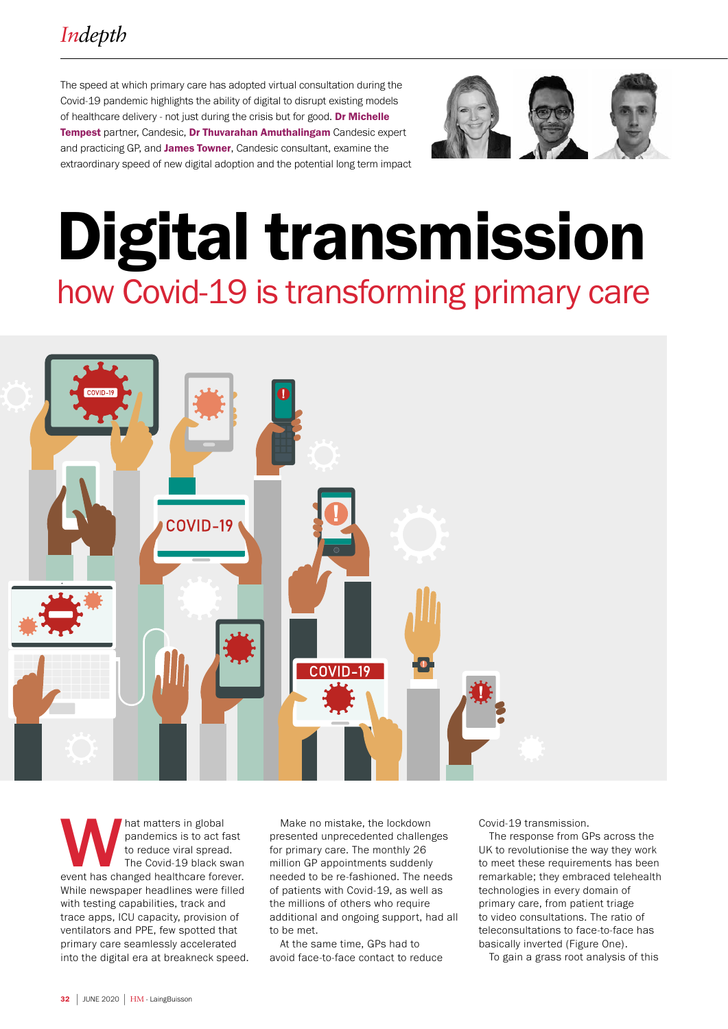*Indepth*

The speed at which primary care has adopted virtual consultation during the Covid-19 pandemic highlights the ability of digital to disrupt existing models of healthcare delivery - not just during the crisis but for good. **Dr Michelle Tempest** partner, Candesic, **Dr Thuvarahan Amuthalingam** Candesic expert and practicing GP, and **James Towner**, Candesic consultant, examine the extraordinary speed of new digital adoption and the potential long term impact

# Digital transmission

## how Covid-19 is transforming primary care

What matters in global pandemics is to act fast to reduce viral spread. The Covid-19 black swan event has changed healthcare forever. While newspaper headlines were filled with testing capabilities, track and trace apps, ICU capacity, provision of ventilators and PPE, few spotted that primary care seamlessly accelerated into the digital era at breakneck speed.

Make no mistake, the lockdown presented unprecedented challenges for primary care. The monthly 26 million GP appointments suddenly needed to be re-fashioned. The needs of patients with Covid-19, as well as the millions of others who require additional and ongoing support, had all to be met.

At the same time, GPs had to avoid face-to-face contact to reduce Covid-19 transmission.

The response from GPs across the UK to revolutionise the way they work to meet these requirements has been remarkable; they embraced telehealth technologies in every domain of primary care, from patient triage to video consultations. The ratio of teleconsultations to face-to-face has basically inverted (Figure One).

To gain a grass root analysis of this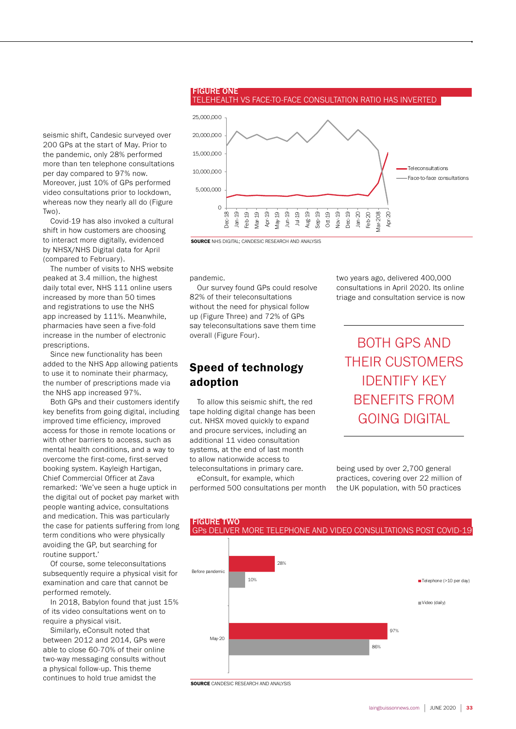seismic shift, Candesic surveyed over 200 GPs at the start of May. Prior to the pandemic, only 28% performed more than ten telephone consultations per day compared to 97% now. Moreover, just 10% of GPs performed video consultations prior to lockdown, whereas now they nearly all do (Figure Two).

Covid-19 has also invoked a cultural shift in how customers are choosing to interact more digitally, evidenced by NHSX/NHS Digital data for April (compared to February).

The number of visits to NHS website peaked at 3.4 million, the highest daily total ever, NHS 111 online users increased by more than 50 times and registrations to use the NHS app increased by 111%. Meanwhile, pharmacies have seen a five-fold increase in the number of electronic prescriptions.

Since new functionality has been added to the NHS App allowing patients to use it to nominate their pharmacy, the number of prescriptions made via the NHS app increased 97%.

Both GPs and their customers identify key benefits from going digital, including improved time efficiency, improved access for those in remote locations or with other barriers to access, such as mental health conditions, and a way to overcome the first-come, first-served booking system. Kayleigh Hartigan, Chief Commercial Officer at Zava remarked: 'We've seen a huge uptick in the digital out of pocket pay market with people wanting advice, consultations and medication. This was particularly the case for patients suffering from long term conditions who were physically avoiding the GP, but searching for routine support.'

Of course, some teleconsultations subsequently require a physical visit for examination and care that cannot be performed remotely.

In 2018, Babylon found that just 15% of its video consultations went on to require a physical visit.

Similarly, eConsult noted that between 2012 and 2014, GPs were able to close 60-70% of their online two-way messaging consults without a physical follow-up. This theme continues to hold true amidst the pandemic.

Our survey found GPs could resolve 82% of their teleconsultations without the need for physical follow up (Figure Three) and 72% of GPs say teleconsultations save them time overall (Figure Four).

## Speed of technology adoption

To allow this seismic shift, the red tape holding digital change has been cut. NHSX moved quickly to expand and procure services, including an additional 11 video consultation systems, at the end of last month to allow nationwide access to teleconsultations in primary care.

eConsult, for example, which performed 500 consultations per month two years ago, delivered 400,000 consultations in April 2020. Its online triage and consultation service is now being used by over 2,700 general practices, covering over 22 million of the UK population, with 50 practices

> BOTH GPS AND THEIR CUSTOMERS IDENTIFY KEY BENEFITS FROM GOING DIGITAL

**FIGURE ONE**
TELEHEALTH VS FACE-TO-FACE CONSULTATION RATIO HAS INVERTED

Line chart: Teleconsultations vs Face-to-face consultations, Dec-18 to Apr-20 (y-axis 0 to 25,000,000).

**SOURCE** NHS DIGITAL; CANDESIC RESEARCH AND ANALYSIS

**FIGURE TWO**
GPs DELIVER MORE TELEPHONE AND VIDEO CONSULTATIONS POST COVID-19

| | Telephone (>10 per day) | Video (daily) |
|---|---|---|
| Before pandemic | 28% | 10% |
| May-20 | 97% | 86% |

**SOURCE** CANDESIC RESEARCH AND ANALYSIS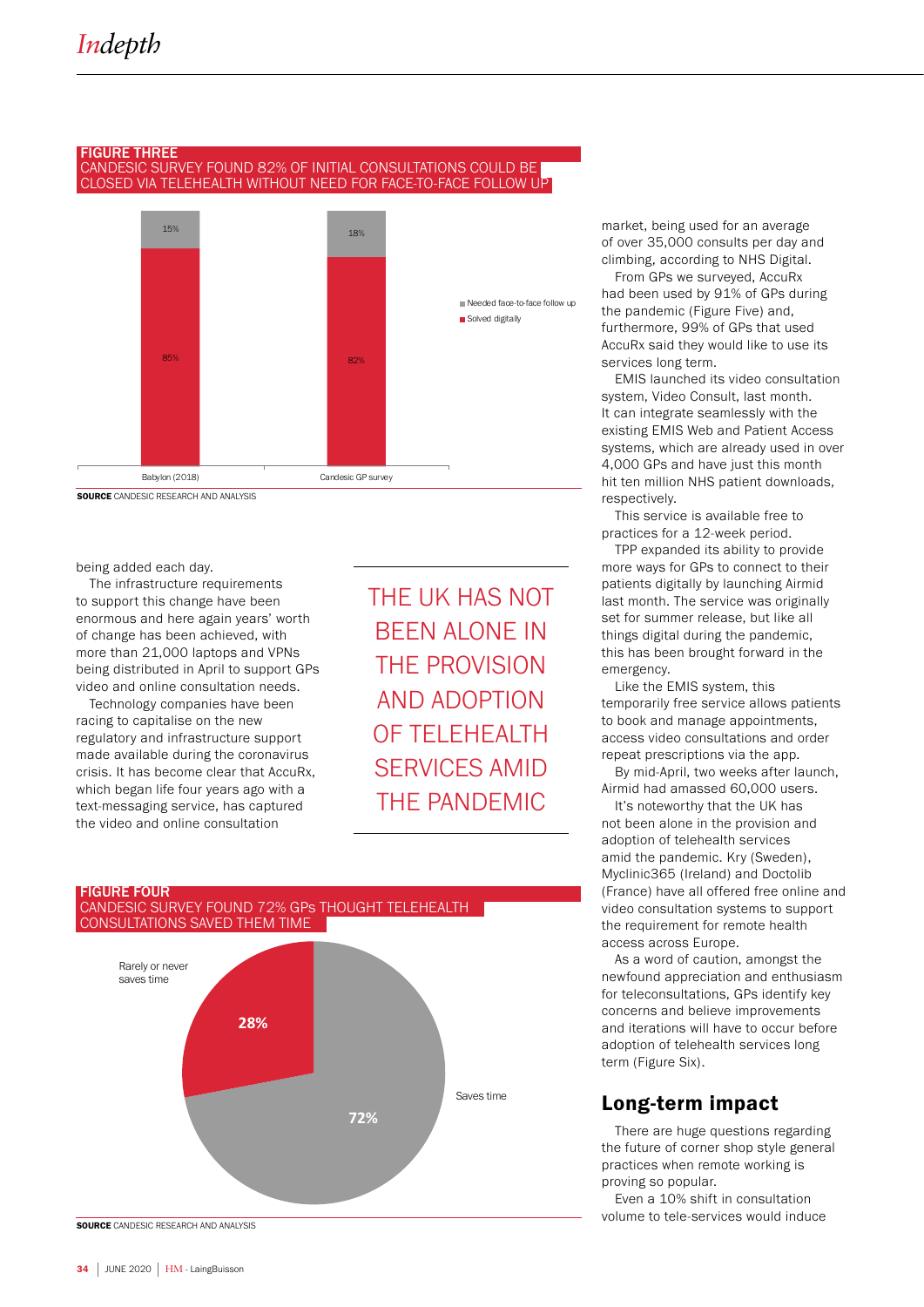**FIGURE THREE**
CANDESIC SURVEY FOUND 82% OF INITIAL CONSULTATIONS COULD BE CLOSED VIA TELEHEALTH WITHOUT NEED FOR FACE-TO-FACE FOLLOW UP

| | Solved digitally | Needed face-to-face follow up |
|---|---|---|
| Babylon (2018) | 85% | 15% |
| Candesic GP survey | 82% | 18% |

**SOURCE** CANDESIC RESEARCH AND ANALYSIS

being added each day.

The infrastructure requirements to support this change have been enormous and here again years' worth of change has been achieved, with more than 21,000 laptops and VPNs being distributed in April to support GPs video and online consultation needs.

Technology companies have been racing to capitalise on the new regulatory and infrastructure support made available during the coronavirus crisis. It has become clear that AccuRx, which began life four years ago with a text-messaging service, has captured the video and online consultation market, being used for an average of over 35,000 consults per day and climbing, according to NHS Digital.

From GPs we surveyed, AccuRx had been used by 91% of GPs during the pandemic (Figure Five) and, furthermore, 99% of GPs that used AccuRx said they would like to use its services long term.

EMIS launched its video consultation system, Video Consult, last month. It can integrate seamlessly with the existing EMIS Web and Patient Access systems, which are already used in over 4,000 GPs and have just this month hit ten million NHS patient downloads, respectively.

This service is available free to practices for a 12-week period.

TPP expanded its ability to provide more ways for GPs to connect to their patients digitally by launching Airmid last month. The service was originally set for summer release, but like all things digital during the pandemic, this has been brought forward in the emergency.

Like the EMIS system, this temporarily free service allows patients to book and manage appointments, access video consultations and order repeat prescriptions via the app.

By mid-April, two weeks after launch, Airmid had amassed 60,000 users.

It's noteworthy that the UK has not been alone in the provision and adoption of telehealth services amid the pandemic. Kry (Sweden), Myclinic365 (Ireland) and Doctolib (France) have all offered free online and video consultation systems to support the requirement for remote health access across Europe.

As a word of caution, amongst the newfound appreciation and enthusiasm for teleconsultations, GPs identify key concerns and believe improvements and iterations will have to occur before adoption of telehealth services long term (Figure Six).

> THE UK HAS NOT BEEN ALONE IN THE PROVISION AND ADOPTION OF TELEHEALTH SERVICES AMID THE PANDEMIC

**FIGURE FOUR**
CANDESIC SURVEY FOUND 72% GPs THOUGHT TELEHEALTH CONSULTATIONS SAVED THEM TIME

| Response | Share |
|---|---|
| Saves time | 72% |
| Rarely or never saves time | 28% |

**SOURCE** CANDESIC RESEARCH AND ANALYSIS

## Long-term impact

There are huge questions regarding the future of corner shop style general practices when remote working is proving so popular.

Even a 10% shift in consultation volume to tele-services would induce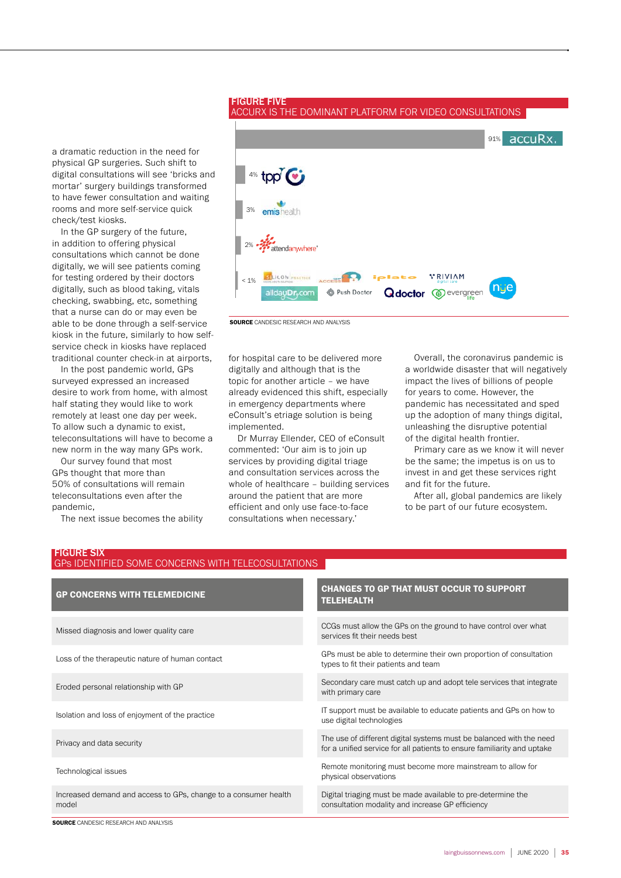a dramatic reduction in the need for physical GP surgeries. Such shift to digital consultations will see 'bricks and mortar' surgery buildings transformed to have fewer consultation and waiting rooms and more self-service quick check/test kiosks.

In the GP surgery of the future, in addition to offering physical consultations which cannot be done digitally, we will see patients coming for testing ordered by their doctors digitally, such as blood taking, vitals checking, swabbing, etc, something that a nurse can do or may even be able to be done through a self-service kiosk in the future, similarly to how self-service check in kiosks have replaced traditional counter check-in at airports.

In the post pandemic world, GPs surveyed expressed an increased desire to work from home, with almost half stating they would like to work remotely at least one day per week. To allow such a dynamic to exist, teleconsultations will have to become a new norm in the way many GPs work.

Our survey found that most GPs thought that more than 50% of consultations will remain teleconsultations even after the pandemic,

The next issue becomes the ability for hospital care to be delivered more digitally and although that is the topic for another article – we have already evidenced this shift, especially in emergency departments where eConsult's etriage solution is being implemented.

Dr Murray Ellender, CEO of eConsult commented: 'Our aim is to join up services by providing digital triage and consultation services across the whole of healthcare – building services around the patient that are more efficient and only use face-to-face consultations when necessary.'

Overall, the coronavirus pandemic is a worldwide disaster that will negatively impact the lives of billions of people for years to come. However, the pandemic has necessitated and sped up the adoption of many things digital, unleashing the disruptive potential of the digital health frontier.

Primary care as we know it will never be the same; the impetus is on us to invest in and get these services right and fit for the future.

After all, global pandemics are likely to be part of our future ecosystem.

**FIGURE FIVE**
ACCURX IS THE DOMINANT PLATFORM FOR VIDEO CONSULTATIONS

91% accuRx.
4% tpp
3% emis health
2% attendanywhere
< 1% Silicon Practice, Access, iplato, RIVIAM, nye, alldayDr.com, Push Doctor, Qdoctor, evergreen life

**SOURCE** CANDESIC RESEARCH AND ANALYSIS

**FIGURE SIX**
GPs IDENTIFIED SOME CONCERNS WITH TELECOSULTATIONS

| GP CONCERNS WITH TELEMEDICINE | CHANGES TO GP THAT MUST OCCUR TO SUPPORT TELEHEALTH |
|---|---|
| Missed diagnosis and lower quality care | CCGs must allow the GPs on the ground to have control over what services fit their needs best |
| Loss of the therapeutic nature of human contact | GPs must be able to determine their own proportion of consultation types to fit their patients and team |
| Eroded personal relationship with GP | Secondary care must catch up and adopt tele services that integrate with primary care |
| Isolation and loss of enjoyment of the practice | IT support must be available to educate patients and GPs on how to use digital technologies |
| Privacy and data security | The use of different digital systems must be balanced with the need for a unified service for all patients to ensure familiarity and uptake |
| Technological issues | Remote monitoring must become more mainstream to allow for physical observations |
| Increased demand and access to GPs, change to a consumer health model | Digital triaging must be made available to pre-determine the consultation modality and increase GP efficiency |

**SOURCE** CANDESIC RESEARCH AND ANALYSIS